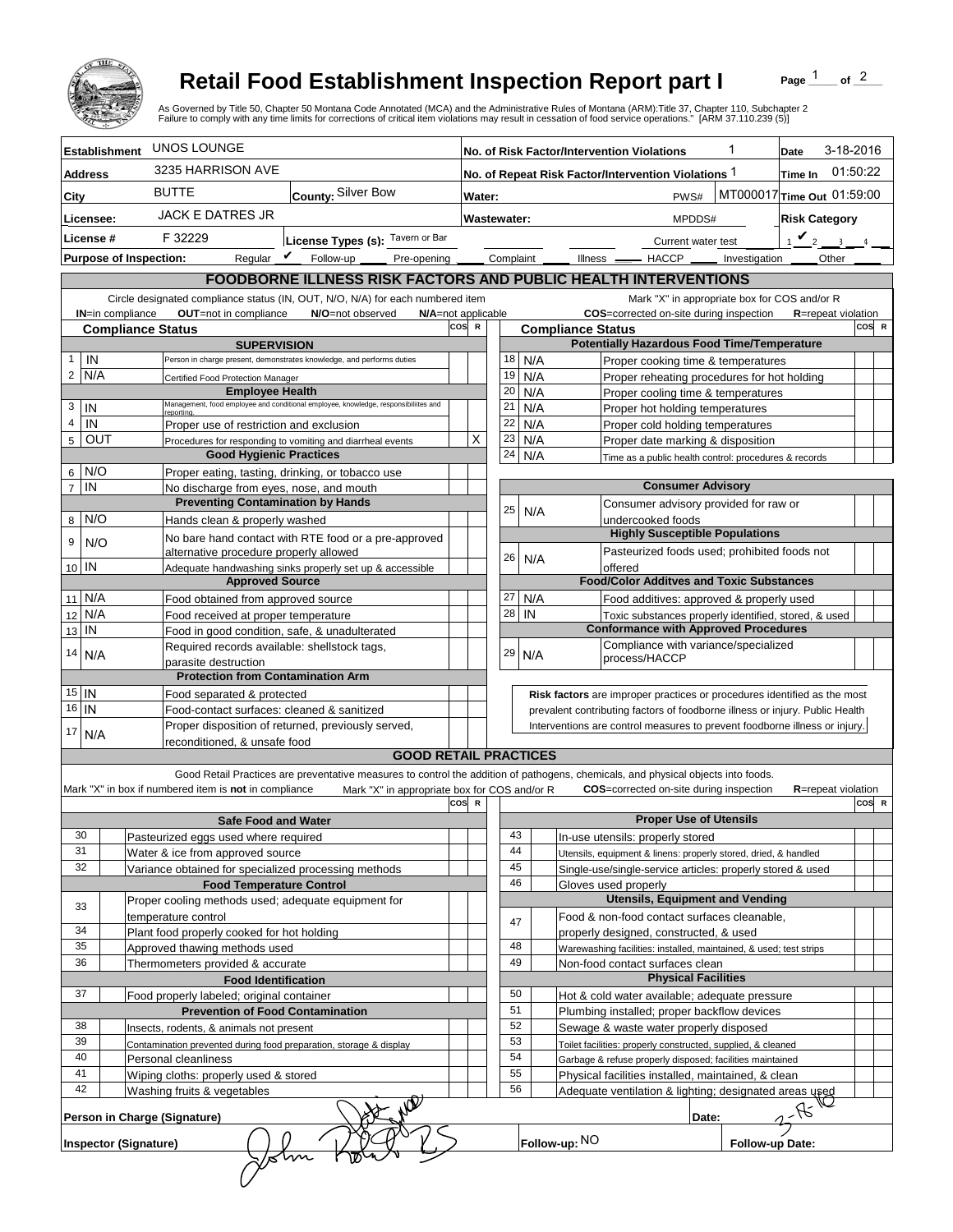# Retail Food Establishment Inspection Report part I

As Governed by Title 50, Chapter 50 Montana Code Annotated (MCA) and the Administrative Rules of Montana (ARM):Title 37, Chapter 110, Subchapter 2
Failure to comply with any time limits for corrections of critical item violations may result in cessation of food service operations." [ARM 37.110.239 (5)]

| | | | |
|---|---|---|---|
| **Establishment** UNOS LOUNGE | | **No. of Risk Factor/Intervention Violations** 1 | **Date** 3-18-2016 |
| **Address** 3235 HARRISON AVE | | **No. of Repeat Risk Factor/Intervention Violations** 1 | **Time In** 01:50:22 |
| **City** BUTTE | **County:** Silver Bow | **Water:** PWS# MT000017 | **Time Out** 01:59:00 |
| **Licensee:** JACK E DATRES JR | | **Wastewater:** MPDDS# | **Risk Category** |
| **License #** F 32229 | **License Types (s):** Tavern or Bar | Current water test | 1 ✔ 2 3 4 |

**Purpose of Inspection:** Regular ✔ Follow-up ___ Pre-opening ___ Complaint ___ Illness ___ HACCP ___ Investigation ___ Other ___

## FOODBORNE ILLNESS RISK FACTORS AND PUBLIC HEALTH INTERVENTIONS

Circle designated compliance status (IN, OUT, N/O, N/A) for each numbered item
**IN**=in compliance **OUT**=not in compliance **N/O**=not observed **N/A**=not applicable

Mark "X" in appropriate box for COS and/or R
**COS**=corrected on-site during inspection **R**=repeat violation

| # | Compliance Status | Item | COS | R |
|---|---|---|---|---|
| | | **Supervision** | | |
| 1 | IN | Person in charge present, demonstrates knowledge, and performs duties | | |
| 2 | N/A | Certified Food Protection Manager | | |
| | | **Employee Health** | | |
| 3 | IN | Management, food employee and conditional employee, knowledge, responsibilities and reporting. | | |
| 4 | IN | Proper use of restriction and exclusion | | |
| 5 | OUT | Procedures for responding to vomiting and diarrheal events | | X |
| | | **Good Hygienic Practices** | | |
| 6 | N/O | Proper eating, tasting, drinking, or tobacco use | | |
| 7 | IN | No discharge from eyes, nose, and mouth | | |
| | | **Preventing Contamination by Hands** | | |
| 8 | N/O | Hands clean & properly washed | | |
| 9 | N/O | No bare hand contact with RTE food or a pre-approved alternative procedure properly allowed | | |
| 10 | IN | Adequate handwashing sinks properly set up & accessible | | |
| | | **Approved Source** | | |
| 11 | N/A | Food obtained from approved source | | |
| 12 | N/A | Food received at proper temperature | | |
| 13 | IN | Food in good condition, safe, & unadulterated | | |
| 14 | N/A | Required records available: shellstock tags, parasite destruction | | |
| | | **Protection from Contamination Arm** | | |
| 15 | IN | Food separated & protected | | |
| 16 | IN | Food-contact surfaces: cleaned & sanitized | | |
| 17 | N/A | Proper disposition of returned, previously served, reconditioned, & unsafe food | | |
| | | **Potentially Hazardous Food Time/Temperature** | | |
| 18 | N/A | Proper cooking time & temperatures | | |
| 19 | N/A | Proper reheating procedures for hot holding | | |
| 20 | N/A | Proper cooling time & temperatures | | |
| 21 | N/A | Proper hot holding temperatures | | |
| 22 | N/A | Proper cold holding temperatures | | |
| 23 | N/A | Proper date marking & disposition | | |
| 24 | N/A | Time as a public health control: procedures & records | | |
| | | **Consumer Advisory** | | |
| 25 | N/A | Consumer advisory provided for raw or undercooked foods | | |
| | | **Highly Susceptible Populations** | | |
| 26 | N/A | Pasteurized foods used; prohibited foods not offered | | |
| | | **Food/Color Additves and Toxic Substances** | | |
| 27 | N/A | Food additives: approved & properly used | | |
| 28 | IN | Toxic substances properly identified, stored, & used | | |
| | | **Conformance with Approved Procedures** | | |
| 29 | N/A | Compliance with variance/specialized process/HACCP | | |

**Risk factors** are improper practices or procedures identified as the most prevalent contributing factors of foodborne illness or injury. Public Health Interventions are control measures to prevent foodborne illness or injury.

## GOOD RETAIL PRACTICES

Good Retail Practices are preventative measures to control the addition of pathogens, chemicals, and physical objects into foods.
Mark "X" in box if numbered item is **not** in compliance. Mark "X" in appropriate box for COS and/or R. **COS**=corrected on-site during inspection **R**=repeat violation

| # | | Item | COS | R |
|---|---|---|---|---|
| | | **Safe Food and Water** | | |
| 30 | | Pasteurized eggs used where required | | |
| 31 | | Water & ice from approved source | | |
| 32 | | Variance obtained for specialized processing methods | | |
| | | **Food Temperature Control** | | |
| 33 | | Proper cooling methods used; adequate equipment for temperature control | | |
| 34 | | Plant food properly cooked for hot holding | | |
| 35 | | Approved thawing methods used | | |
| 36 | | Thermometers provided & accurate | | |
| | | **Food Identification** | | |
| 37 | | Food properly labeled; original container | | |
| | | **Prevention of Food Contamination** | | |
| 38 | | Insects, rodents, & animals not present | | |
| 39 | | Contamination prevented during food preparation, storage & display | | |
| 40 | | Personal cleanliness | | |
| 41 | | Wiping cloths: properly used & stored | | |
| 42 | | Washing fruits & vegetables | | |
| | | **Proper Use of Utensils** | | |
| 43 | | In-use utensils: properly stored | | |
| 44 | | Utensils, equipment & linens: properly stored, dried, & handled | | |
| 45 | | Single-use/single-service articles: properly stored & used | | |
| 46 | | Gloves used properly | | |
| | | **Utensils, Equipment and Vending** | | |
| 47 | | Food & non-food contact surfaces cleanable, properly designed, constructed, & used | | |
| 48 | | Warewashing facilities: installed, maintained, & used; test strips | | |
| 49 | | Non-food contact surfaces clean | | |
| | | **Physical Facilities** | | |
| 50 | | Hot & cold water available; adequate pressure | | |
| 51 | | Plumbing installed; proper backflow devices | | |
| 52 | | Sewage & waste water properly disposed | | |
| 53 | | Toilet facilities: properly constructed, supplied, & cleaned | | |
| 54 | | Garbage & refuse properly disposed; facilities maintained | | |
| 55 | | Physical facilities installed, maintained, & clean | | |
| 56 | | Adequate ventilation & lighting; designated areas used | | |

**Person in Charge (Signature)** [signature] **Date:** 3-18-16

**Inspector (Signature)** [signature] **Follow-up:** NO **Follow-up Date:**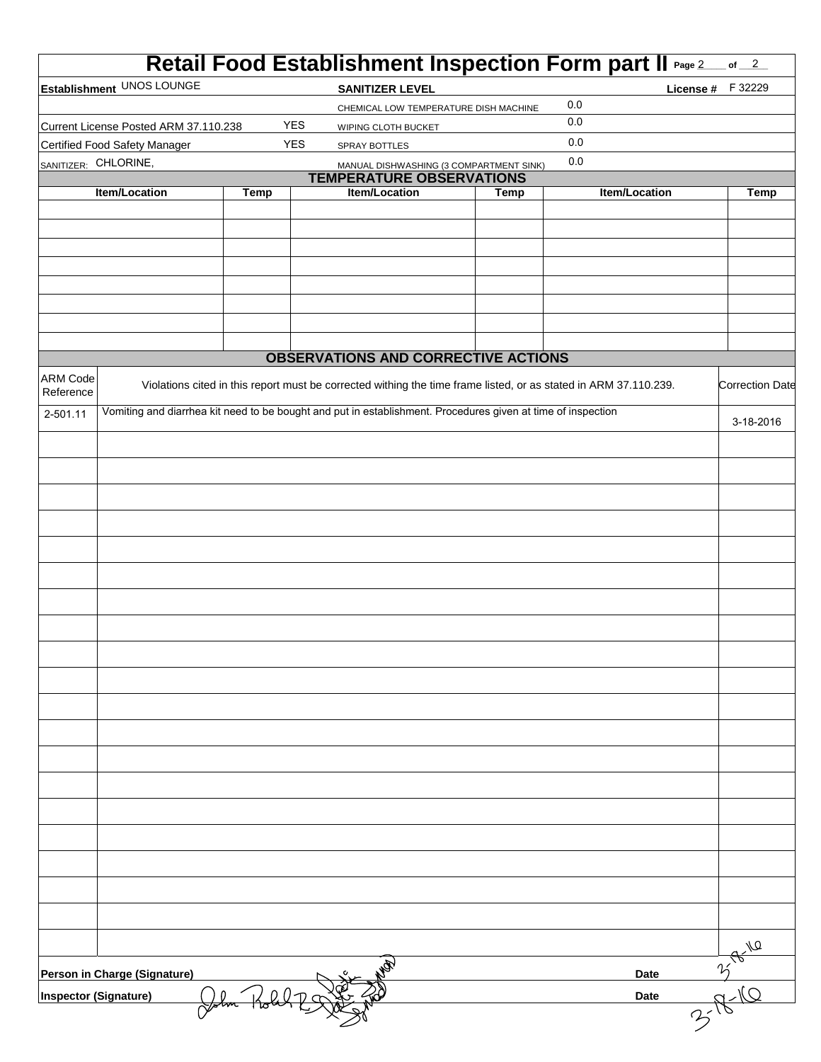# Retail Food Establishment Inspection Form part II

Page 2 of 2

| | | | |
|---|---|---|---|
| **Establishment** UNOS LOUNGE | | **SANITIZER LEVEL** | **License #** F 32229 |
| | | CHEMICAL LOW TEMPERATURE DISH MACHINE | 0.0 |
| Current License Posted ARM 37.110.238 | YES | WIPING CLOTH BUCKET | 0.0 |
| Certified Food Safety Manager | YES | SPRAY BOTTLES | 0.0 |
| SANITIZER: CHLORINE, | | MANUAL DISHWASHING (3 COMPARTMENT SINK) | 0.0 |

## TEMPERATURE OBSERVATIONS

| Item/Location | Temp | Item/Location | Temp | Item/Location | Temp |
|---|---|---|---|---|---|
| | | | | | |

## OBSERVATIONS AND CORRECTIVE ACTIONS

| ARM Code Reference | Violations cited in this report must be corrected withing the time frame listed, or as stated in ARM 37.110.239. | Correction Date |
|---|---|---|
| 2-501.11 | Vomiting and diarrhea kit need to be bought and put in establishment. Procedures given at time of inspection | 3-18-2016 |

**Person in Charge (Signature)** [signature] **Date** 3-18-16

**Inspector (Signature)** John Pohl, RS [signature] **Date** 3-18-16